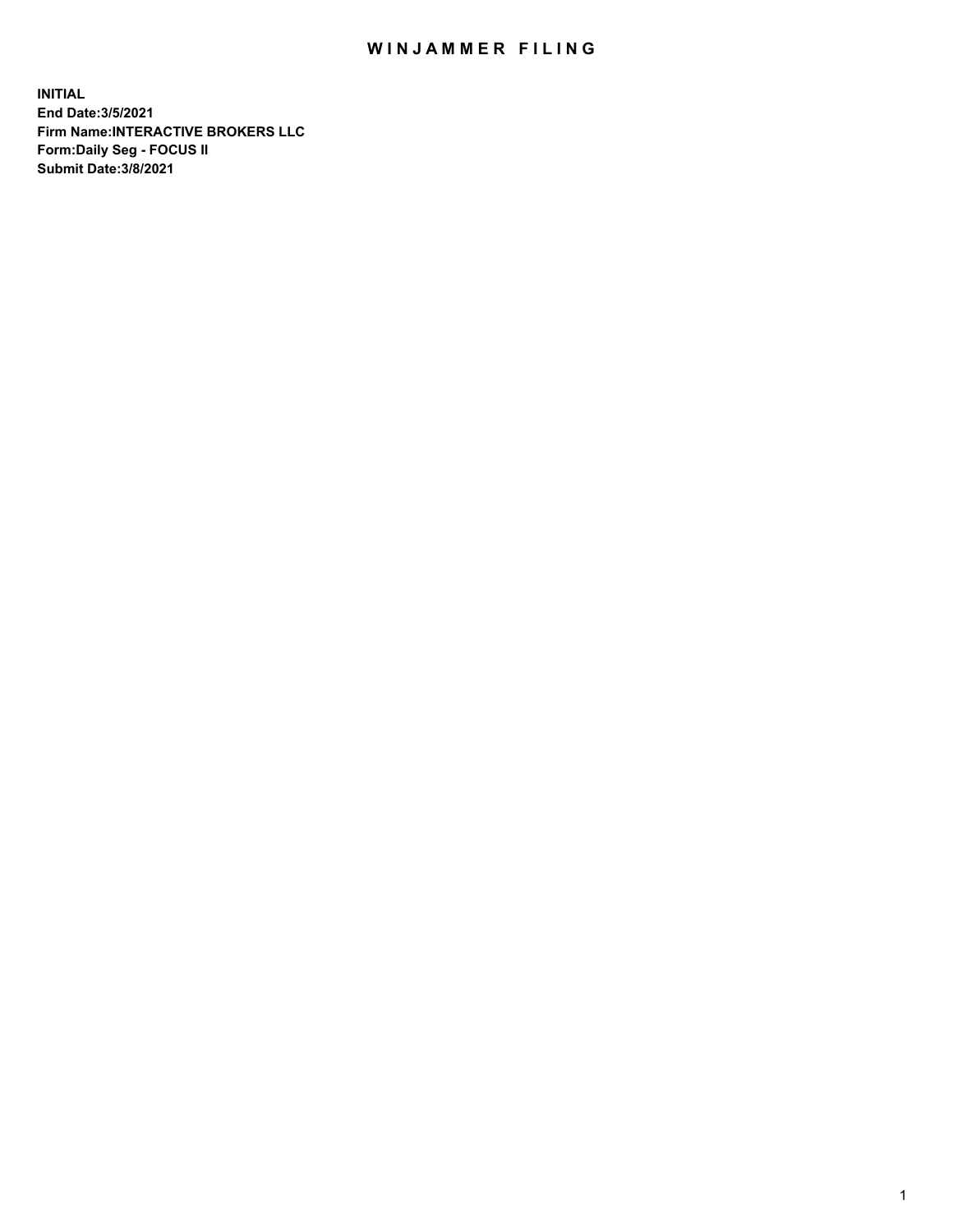# WINJAMMER FILING

**INITIAL**
**End Date:3/5/2021**
**Firm Name:INTERACTIVE BROKERS LLC**
**Form:Daily Seg - FOCUS II**
**Submit Date:3/8/2021**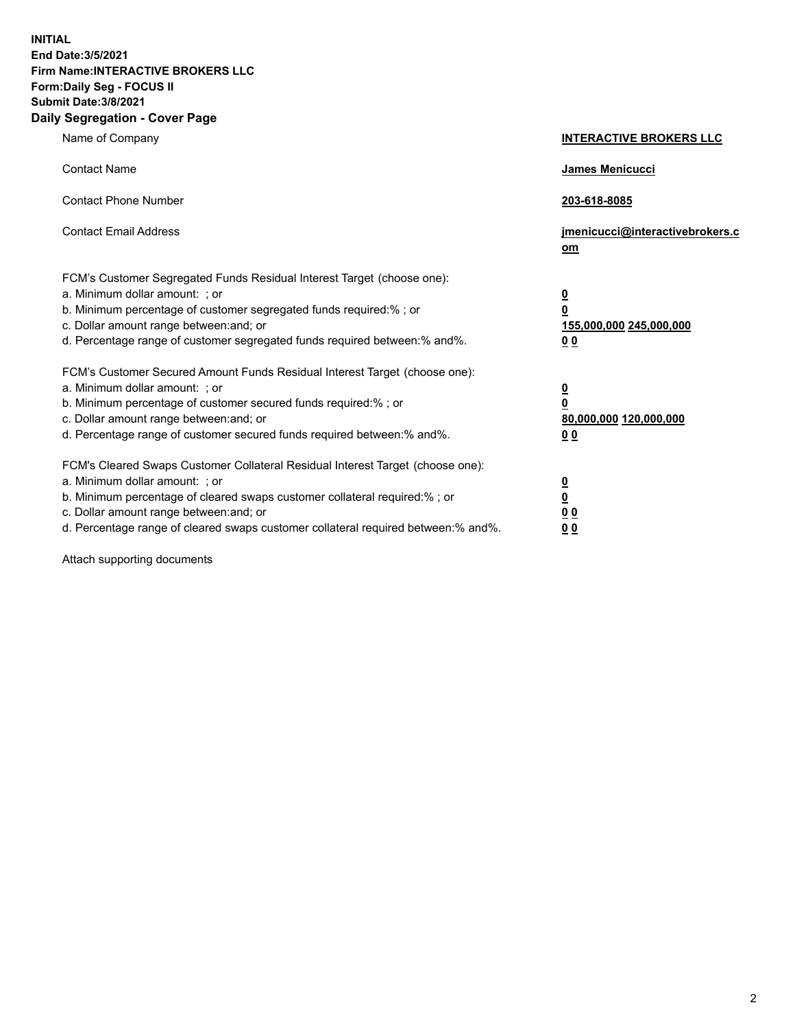**INITIAL**
**End Date:3/5/2021**
**Firm Name:INTERACTIVE BROKERS LLC**
**Form:Daily Seg - FOCUS II**
**Submit Date:3/8/2021**

## Daily Segregation - Cover Page

| | |
|---|---|
| Name of Company | **INTERACTIVE BROKERS LLC** |
| Contact Name | **James Menicucci** |
| Contact Phone Number | **203-618-8085** |
| Contact Email Address | **jmenicucci@interactivebrokers.com** |

FCM's Customer Segregated Funds Residual Interest Target (choose one):

| | |
|---|---|
| a. Minimum dollar amount: ; or | **0** |
| b. Minimum percentage of customer segregated funds required:% ; or | **0** |
| c. Dollar amount range between:and; or | **155,000,000 245,000,000** |
| d. Percentage range of customer segregated funds required between:% and%. | **0 0** |

FCM's Customer Secured Amount Funds Residual Interest Target (choose one):

| | |
|---|---|
| a. Minimum dollar amount: ; or | **0** |
| b. Minimum percentage of customer secured funds required:% ; or | **0** |
| c. Dollar amount range between:and; or | **80,000,000 120,000,000** |
| d. Percentage range of customer secured funds required between:% and%. | **0 0** |

FCM's Cleared Swaps Customer Collateral Residual Interest Target (choose one):

| | |
|---|---|
| a. Minimum dollar amount: ; or | **0** |
| b. Minimum percentage of cleared swaps customer collateral required:% ; or | **0** |
| c. Dollar amount range between:and; or | **0 0** |
| d. Percentage range of cleared swaps customer collateral required between:% and%. | **0 0** |

Attach supporting documents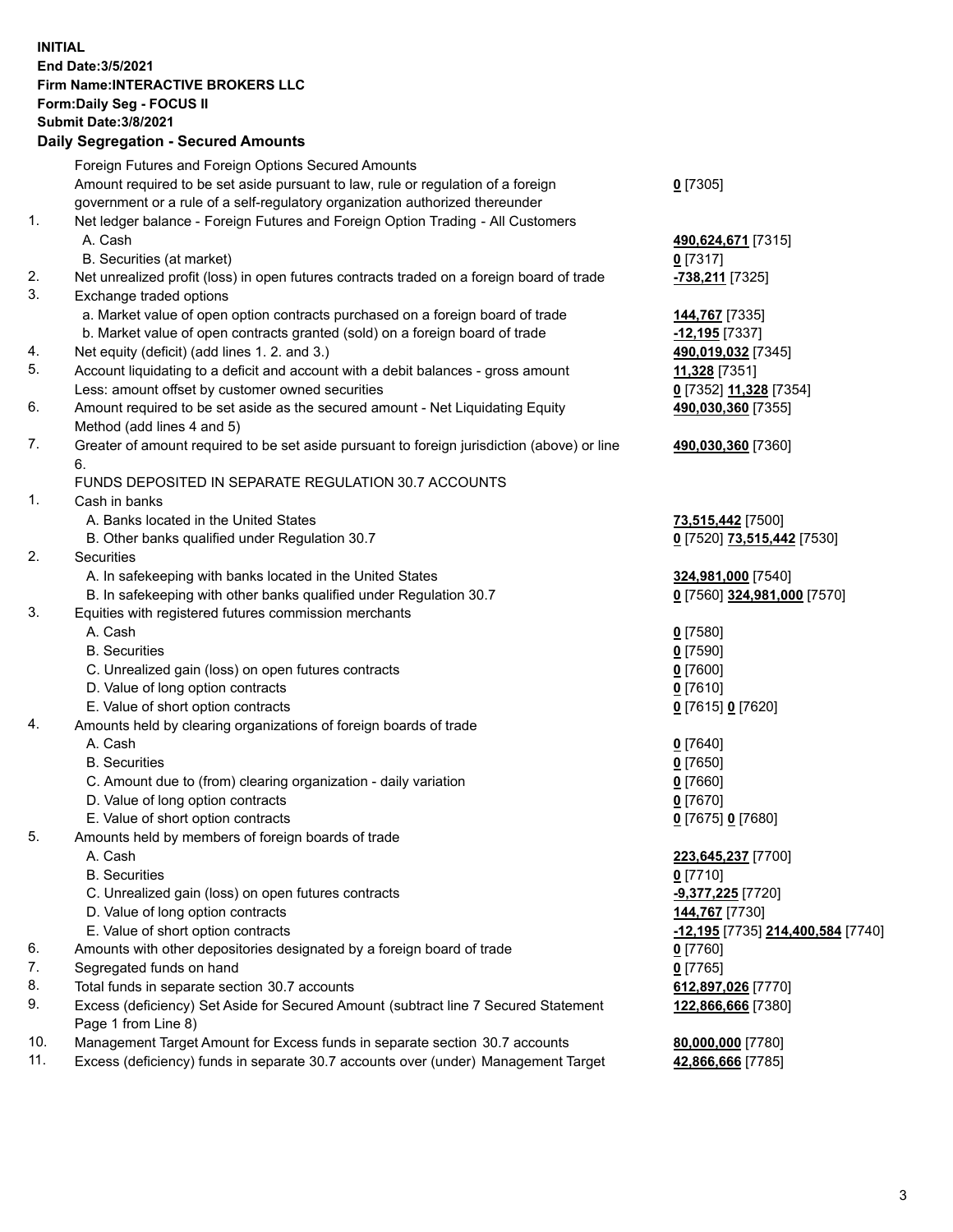**INITIAL**
**End Date:3/5/2021**
**Firm Name:INTERACTIVE BROKERS LLC**
**Form:Daily Seg - FOCUS II**
**Submit Date:3/8/2021**

**Daily Segregation - Secured Amounts**

| | | |
|---|---|---|
| | Foreign Futures and Foreign Options Secured Amounts | |
| | Amount required to be set aside pursuant to law, rule or regulation of a foreign government or a rule of a self-regulatory organization authorized thereunder | **0** [7305] |
| 1. | Net ledger balance - Foreign Futures and Foreign Option Trading - All Customers | |
| | A. Cash | **490,624,671** [7315] |
| | B. Securities (at market) | **0** [7317] |
| 2. | Net unrealized profit (loss) in open futures contracts traded on a foreign board of trade | **-738,211** [7325] |
| 3. | Exchange traded options | |
| | a. Market value of open option contracts purchased on a foreign board of trade | **144,767** [7335] |
| | b. Market value of open contracts granted (sold) on a foreign board of trade | **-12,195** [7337] |
| 4. | Net equity (deficit) (add lines 1. 2. and 3.) | **490,019,032** [7345] |
| 5. | Account liquidating to a deficit and account with a debit balances - gross amount | **11,328** [7351] |
| | Less: amount offset by customer owned securities | **0** [7352] **11,328** [7354] |
| 6. | Amount required to be set aside as the secured amount - Net Liquidating Equity Method (add lines 4 and 5) | **490,030,360** [7355] |
| 7. | Greater of amount required to be set aside pursuant to foreign jurisdiction (above) or line 6. | **490,030,360** [7360] |
| | FUNDS DEPOSITED IN SEPARATE REGULATION 30.7 ACCOUNTS | |
| 1. | Cash in banks | |
| | A. Banks located in the United States | **73,515,442** [7500] |
| | B. Other banks qualified under Regulation 30.7 | **0** [7520] **73,515,442** [7530] |
| 2. | Securities | |
| | A. In safekeeping with banks located in the United States | **324,981,000** [7540] |
| | B. In safekeeping with other banks qualified under Regulation 30.7 | **0** [7560] **324,981,000** [7570] |
| 3. | Equities with registered futures commission merchants | |
| | A. Cash | **0** [7580] |
| | B. Securities | **0** [7590] |
| | C. Unrealized gain (loss) on open futures contracts | **0** [7600] |
| | D. Value of long option contracts | **0** [7610] |
| | E. Value of short option contracts | **0** [7615] **0** [7620] |
| 4. | Amounts held by clearing organizations of foreign boards of trade | |
| | A. Cash | **0** [7640] |
| | B. Securities | **0** [7650] |
| | C. Amount due to (from) clearing organization - daily variation | **0** [7660] |
| | D. Value of long option contracts | **0** [7670] |
| | E. Value of short option contracts | **0** [7675] **0** [7680] |
| 5. | Amounts held by members of foreign boards of trade | |
| | A. Cash | **223,645,237** [7700] |
| | B. Securities | **0** [7710] |
| | C. Unrealized gain (loss) on open futures contracts | **-9,377,225** [7720] |
| | D. Value of long option contracts | **144,767** [7730] |
| | E. Value of short option contracts | **-12,195** [7735] **214,400,584** [7740] |
| 6. | Amounts with other depositories designated by a foreign board of trade | **0** [7760] |
| 7. | Segregated funds on hand | **0** [7765] |
| 8. | Total funds in separate section 30.7 accounts | **612,897,026** [7770] |
| 9. | Excess (deficiency) Set Aside for Secured Amount (subtract line 7 Secured Statement Page 1 from Line 8) | **122,866,666** [7380] |
| 10. | Management Target Amount for Excess funds in separate section 30.7 accounts | **80,000,000** [7780] |
| 11. | Excess (deficiency) funds in separate 30.7 accounts over (under) Management Target | **42,866,666** [7785] |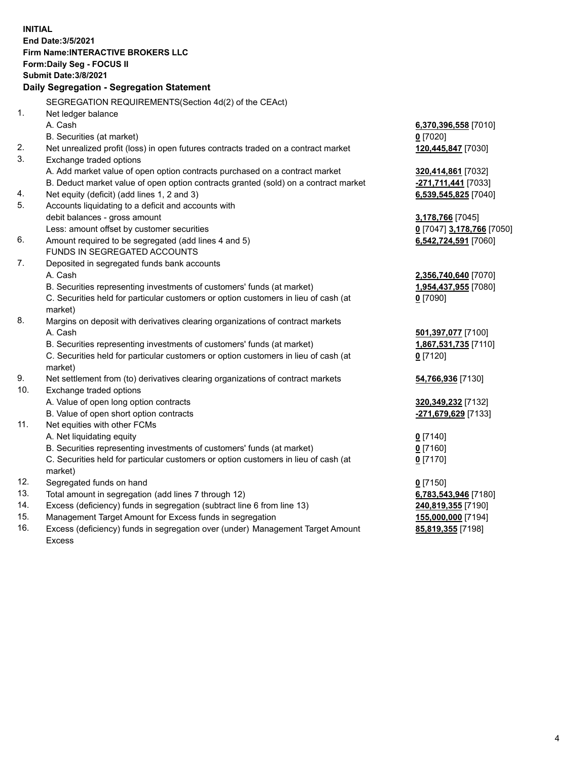**INITIAL**
**End Date:3/5/2021**
**Firm Name:INTERACTIVE BROKERS LLC**
**Form:Daily Seg - FOCUS II**
**Submit Date:3/8/2021**
**Daily Segregation - Segregation Statement**

| | SEGREGATION REQUIREMENTS(Section 4d(2) of the CEAct) | |
|---|---|---|
| 1. | Net ledger balance | |
| | A. Cash | **6,370,396,558** [7010] |
| | B. Securities (at market) | **0** [7020] |
| 2. | Net unrealized profit (loss) in open futures contracts traded on a contract market | **120,445,847** [7030] |
| 3. | Exchange traded options | |
| | A. Add market value of open option contracts purchased on a contract market | **320,414,861** [7032] |
| | B. Deduct market value of open option contracts granted (sold) on a contract market | **-271,711,441** [7033] |
| 4. | Net equity (deficit) (add lines 1, 2 and 3) | **6,539,545,825** [7040] |
| 5. | Accounts liquidating to a deficit and accounts with | |
| | debit balances - gross amount | **3,178,766** [7045] |
| | Less: amount offset by customer securities | **0** [7047] **3,178,766** [7050] |
| 6. | Amount required to be segregated (add lines 4 and 5) | **6,542,724,591** [7060] |
| | FUNDS IN SEGREGATED ACCOUNTS | |
| 7. | Deposited in segregated funds bank accounts | |
| | A. Cash | **2,356,740,640** [7070] |
| | B. Securities representing investments of customers' funds (at market) | **1,954,437,955** [7080] |
| | C. Securities held for particular customers or option customers in lieu of cash (at market) | **0** [7090] |
| 8. | Margins on deposit with derivatives clearing organizations of contract markets | |
| | A. Cash | **501,397,077** [7100] |
| | B. Securities representing investments of customers' funds (at market) | **1,867,531,735** [7110] |
| | C. Securities held for particular customers or option customers in lieu of cash (at market) | **0** [7120] |
| 9. | Net settlement from (to) derivatives clearing organizations of contract markets | **54,766,936** [7130] |
| 10. | Exchange traded options | |
| | A. Value of open long option contracts | **320,349,232** [7132] |
| | B. Value of open short option contracts | **-271,679,629** [7133] |
| 11. | Net equities with other FCMs | |
| | A. Net liquidating equity | **0** [7140] |
| | B. Securities representing investments of customers' funds (at market) | **0** [7160] |
| | C. Securities held for particular customers or option customers in lieu of cash (at market) | **0** [7170] |
| 12. | Segregated funds on hand | **0** [7150] |
| 13. | Total amount in segregation (add lines 7 through 12) | **6,783,543,946** [7180] |
| 14. | Excess (deficiency) funds in segregation (subtract line 6 from line 13) | **240,819,355** [7190] |
| 15. | Management Target Amount for Excess funds in segregation | **155,000,000** [7194] |
| 16. | Excess (deficiency) funds in segregation over (under) Management Target Amount Excess | **85,819,355** [7198] |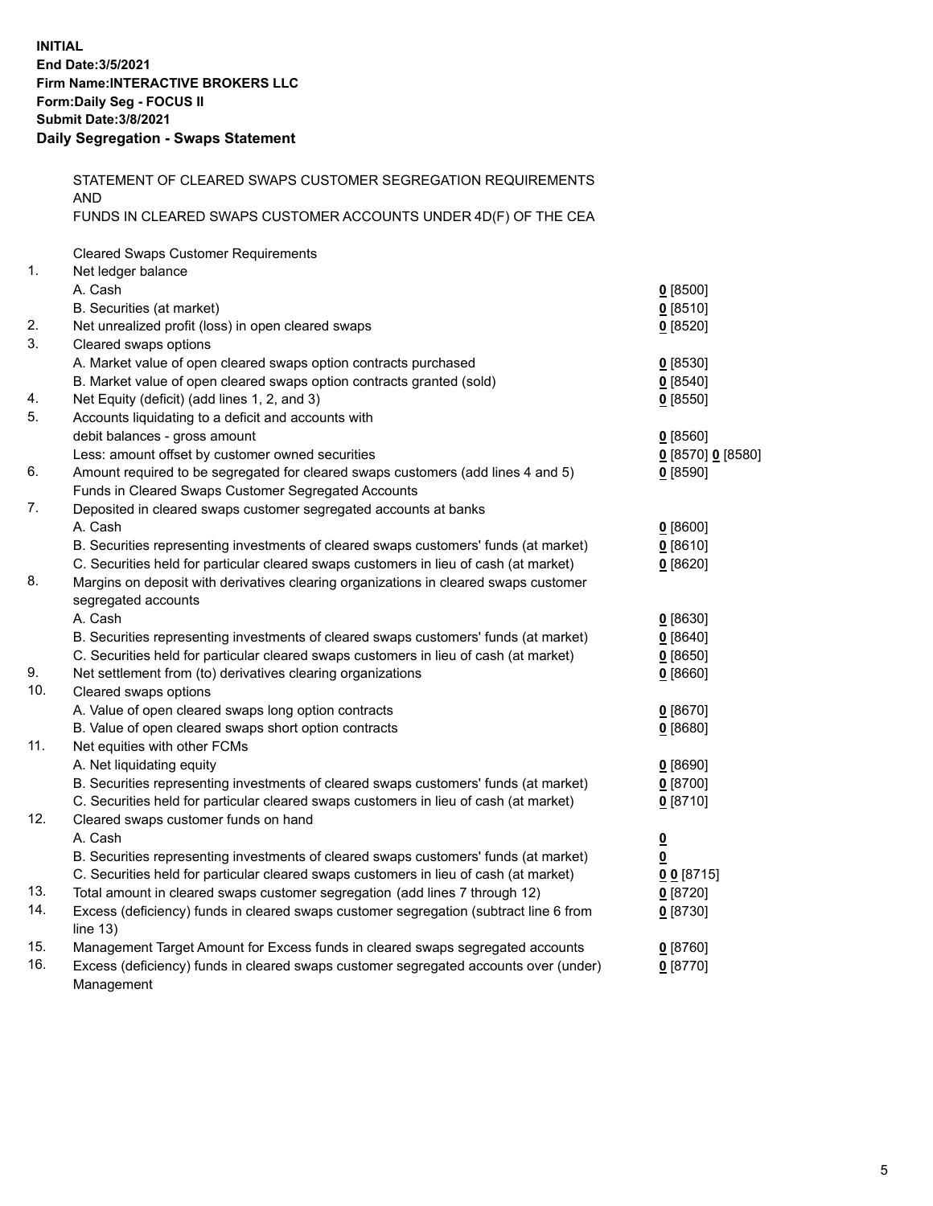**INITIAL**
**End Date:3/5/2021**
**Firm Name:INTERACTIVE BROKERS LLC**
**Form:Daily Seg - FOCUS II**
**Submit Date:3/8/2021**
**Daily Segregation - Swaps Statement**

STATEMENT OF CLEARED SWAPS CUSTOMER SEGREGATION REQUIREMENTS AND FUNDS IN CLEARED SWAPS CUSTOMER ACCOUNTS UNDER 4D(F) OF THE CEA

| | | |
|---|---|---|
| | Cleared Swaps Customer Requirements | |
| 1. | Net ledger balance | |
| | A. Cash | 0 [8500] |
| | B. Securities (at market) | 0 [8510] |
| 2. | Net unrealized profit (loss) in open cleared swaps | 0 [8520] |
| 3. | Cleared swaps options | |
| | A. Market value of open cleared swaps option contracts purchased | 0 [8530] |
| | B. Market value of open cleared swaps option contracts granted (sold) | 0 [8540] |
| 4. | Net Equity (deficit) (add lines 1, 2, and 3) | 0 [8550] |
| 5. | Accounts liquidating to a deficit and accounts with debit balances - gross amount | 0 [8560] |
| | Less: amount offset by customer owned securities | 0 [8570] 0 [8580] |
| 6. | Amount required to be segregated for cleared swaps customers (add lines 4 and 5) | 0 [8590] |
| | Funds in Cleared Swaps Customer Segregated Accounts | |
| 7. | Deposited in cleared swaps customer segregated accounts at banks | |
| | A. Cash | 0 [8600] |
| | B. Securities representing investments of cleared swaps customers' funds (at market) | 0 [8610] |
| | C. Securities held for particular cleared swaps customers in lieu of cash (at market) | 0 [8620] |
| 8. | Margins on deposit with derivatives clearing organizations in cleared swaps customer segregated accounts | |
| | A. Cash | 0 [8630] |
| | B. Securities representing investments of cleared swaps customers' funds (at market) | 0 [8640] |
| | C. Securities held for particular cleared swaps customers in lieu of cash (at market) | 0 [8650] |
| 9. | Net settlement from (to) derivatives clearing organizations | 0 [8660] |
| 10. | Cleared swaps options | |
| | A. Value of open cleared swaps long option contracts | 0 [8670] |
| | B. Value of open cleared swaps short option contracts | 0 [8680] |
| 11. | Net equities with other FCMs | |
| | A. Net liquidating equity | 0 [8690] |
| | B. Securities representing investments of cleared swaps customers' funds (at market) | 0 [8700] |
| | C. Securities held for particular cleared swaps customers in lieu of cash (at market) | 0 [8710] |
| 12. | Cleared swaps customer funds on hand | |
| | A. Cash | 0 |
| | B. Securities representing investments of cleared swaps customers' funds (at market) | 0 |
| | C. Securities held for particular cleared swaps customers in lieu of cash (at market) | 0 0 [8715] |
| 13. | Total amount in cleared swaps customer segregation (add lines 7 through 12) | 0 [8720] |
| 14. | Excess (deficiency) funds in cleared swaps customer segregation (subtract line 6 from line 13) | 0 [8730] |
| 15. | Management Target Amount for Excess funds in cleared swaps segregated accounts | 0 [8760] |
| 16. | Excess (deficiency) funds in cleared swaps customer segregated accounts over (under) Management | 0 [8770] |